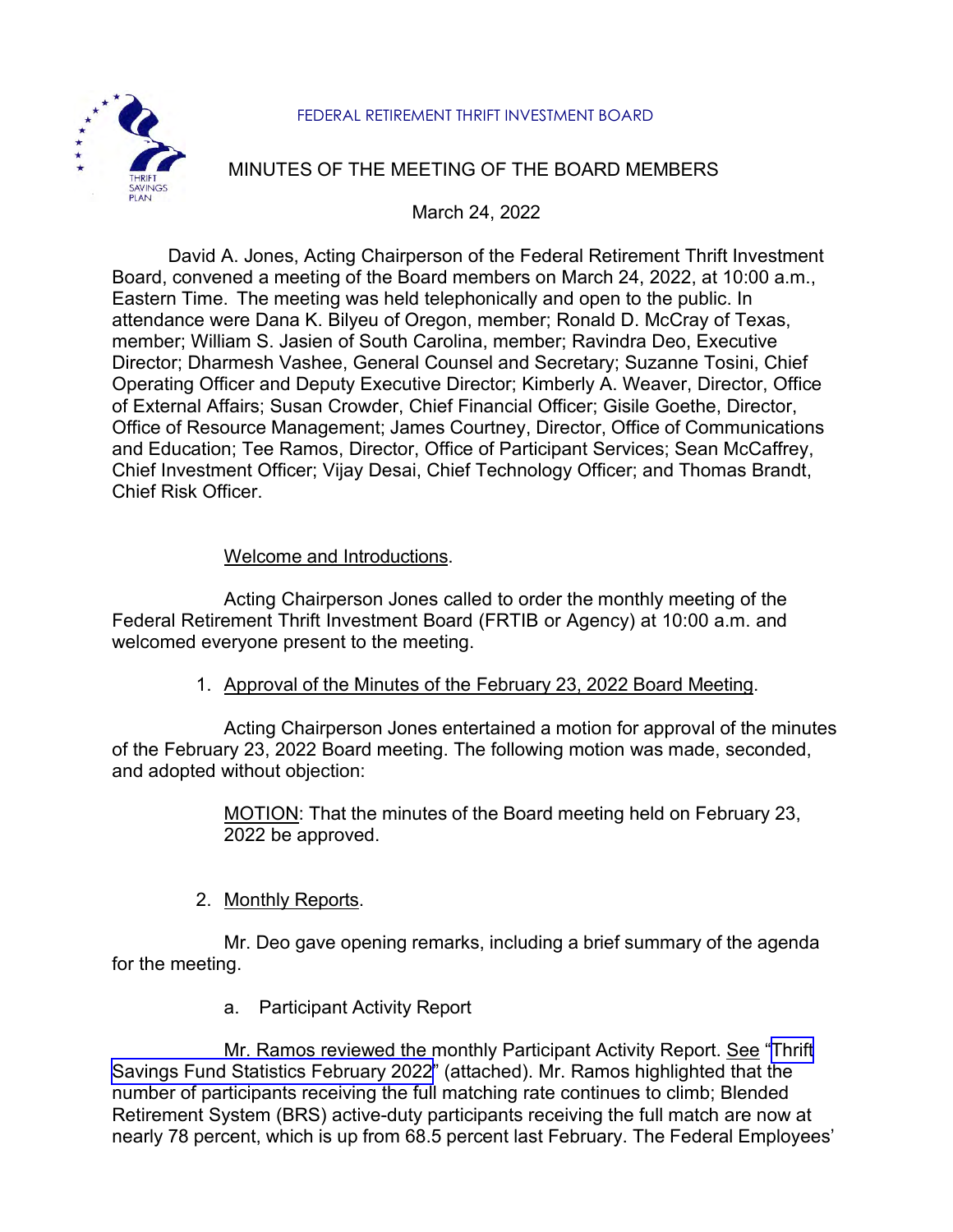FEDERAL RETIREMENT THRIFT INVESTMENT BOARD

# MINUTES OF THE MEETING OF THE BOARD MEMBERS

March 24, 2022

David A. Jones, Acting Chairperson of the Federal Retirement Thrift Investment Board, convened a meeting of the Board members on March 24, 2022, at 10:00 a.m., Eastern Time. The meeting was held telephonically and open to the public. In attendance were Dana K. Bilyeu of Oregon, member; Ronald D. McCray of Texas, member; William S. Jasien of South Carolina, member; Ravindra Deo, Executive Director; Dharmesh Vashee, General Counsel and Secretary; Suzanne Tosini, Chief Operating Officer and Deputy Executive Director; Kimberly A. Weaver, Director, Office of External Affairs; Susan Crowder, Chief Financial Officer; Gisile Goethe, Director, Office of Resource Management; James Courtney, Director, Office of Communications and Education; Tee Ramos, Director, Office of Participant Services; Sean McCaffrey, Chief Investment Officer; Vijay Desai, Chief Technology Officer; and Thomas Brandt, Chief Risk Officer.

## Welcome and Introductions.

Acting Chairperson Jones called to order the monthly meeting of the Federal Retirement Thrift Investment Board (FRTIB or Agency) at 10:00 a.m. and welcomed everyone present to the meeting.

1. Approval of the Minutes of the February 23, 2022 Board Meeting.

Acting Chairperson Jones entertained a motion for approval of the minutes of the February 23, 2022 Board meeting. The following motion was made, seconded, and adopted without objection:

> MOTION: That the minutes of the Board meeting held on February 23, 2022 be approved.

2. Monthly Reports.

Mr. Deo gave opening remarks, including a brief summary of the agenda for the meeting.

a. Participant Activity Report

Mr. Ramos reviewed the monthly Participant Activity Report. See "Thrift Savings Fund Statistics February 2022" (attached). Mr. Ramos highlighted that the number of participants receiving the full matching rate continues to climb; Blended Retirement System (BRS) active-duty participants receiving the full match are now at nearly 78 percent, which is up from 68.5 percent last February. The Federal Employees'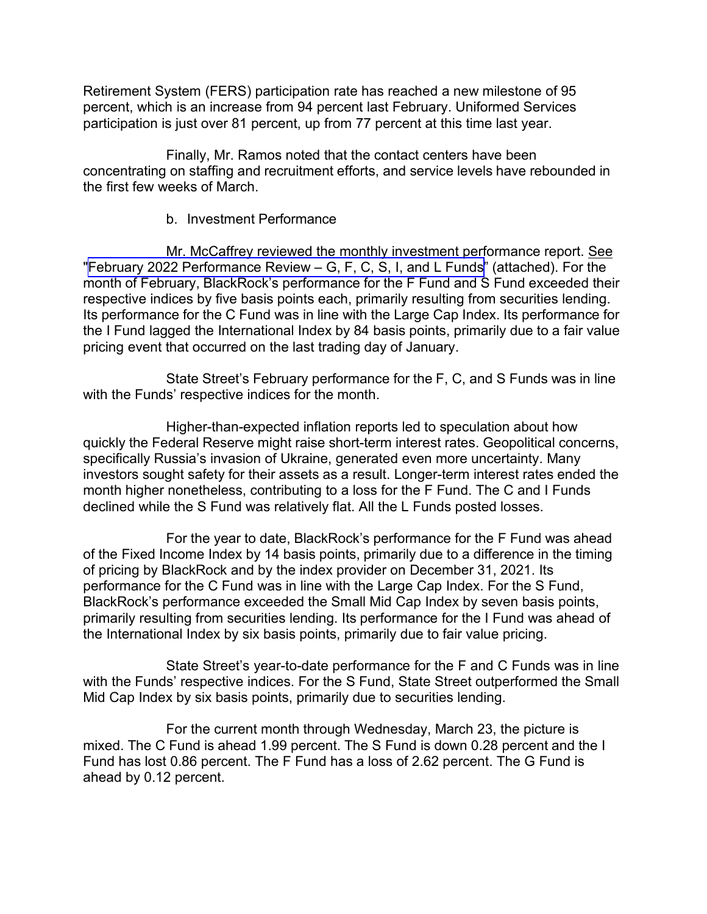Retirement System (FERS) participation rate has reached a new milestone of 95 percent, which is an increase from 94 percent last February. Uniformed Services participation is just over 81 percent, up from 77 percent at this time last year.

Finally, Mr. Ramos noted that the contact centers have been concentrating on staffing and recruitment efforts, and service levels have rebounded in the first few weeks of March.

b. Investment Performance

Mr. McCaffrey reviewed the monthly investment performance report. See "February 2022 Performance Review – G, F, C, S, I, and L Funds" (attached). For the month of February, BlackRock's performance for the F Fund and S Fund exceeded their respective indices by five basis points each, primarily resulting from securities lending. Its performance for the C Fund was in line with the Large Cap Index. Its performance for the I Fund lagged the International Index by 84 basis points, primarily due to a fair value pricing event that occurred on the last trading day of January.

State Street's February performance for the F, C, and S Funds was in line with the Funds' respective indices for the month.

Higher-than-expected inflation reports led to speculation about how quickly the Federal Reserve might raise short-term interest rates. Geopolitical concerns, specifically Russia's invasion of Ukraine, generated even more uncertainty. Many investors sought safety for their assets as a result. Longer-term interest rates ended the month higher nonetheless, contributing to a loss for the F Fund. The C and I Funds declined while the S Fund was relatively flat. All the L Funds posted losses.

For the year to date, BlackRock's performance for the F Fund was ahead of the Fixed Income Index by 14 basis points, primarily due to a difference in the timing of pricing by BlackRock and by the index provider on December 31, 2021. Its performance for the C Fund was in line with the Large Cap Index. For the S Fund, BlackRock's performance exceeded the Small Mid Cap Index by seven basis points, primarily resulting from securities lending. Its performance for the I Fund was ahead of the International Index by six basis points, primarily due to fair value pricing.

State Street's year-to-date performance for the F and C Funds was in line with the Funds' respective indices. For the S Fund, State Street outperformed the Small Mid Cap Index by six basis points, primarily due to securities lending.

For the current month through Wednesday, March 23, the picture is mixed. The C Fund is ahead 1.99 percent. The S Fund is down 0.28 percent and the I Fund has lost 0.86 percent. The F Fund has a loss of 2.62 percent. The G Fund is ahead by 0.12 percent.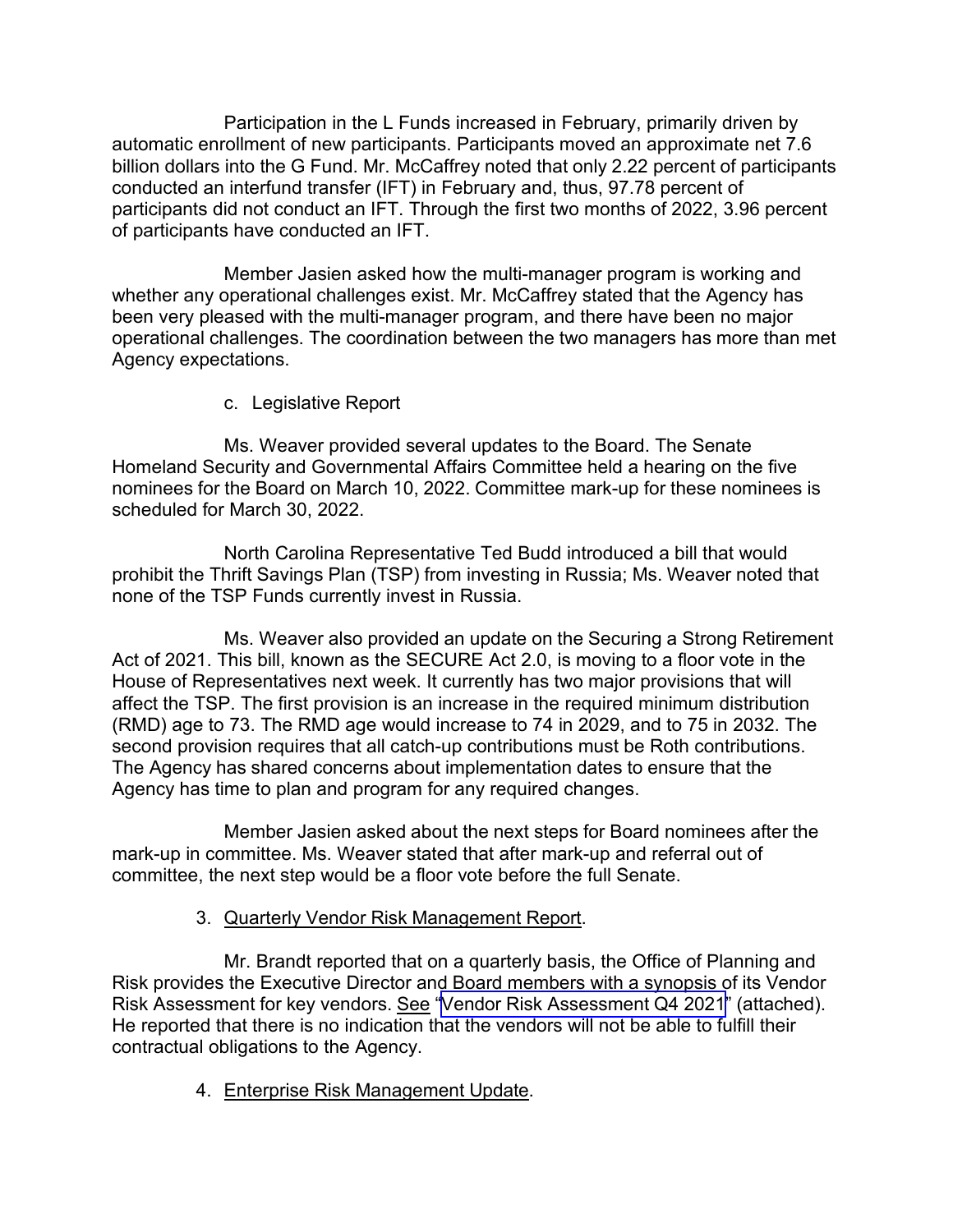Participation in the L Funds increased in February, primarily driven by automatic enrollment of new participants. Participants moved an approximate net 7.6 billion dollars into the G Fund. Mr. McCaffrey noted that only 2.22 percent of participants conducted an interfund transfer (IFT) in February and, thus, 97.78 percent of participants did not conduct an IFT. Through the first two months of 2022, 3.96 percent of participants have conducted an IFT.

Member Jasien asked how the multi-manager program is working and whether any operational challenges exist. Mr. McCaffrey stated that the Agency has been very pleased with the multi-manager program, and there have been no major operational challenges. The coordination between the two managers has more than met Agency expectations.

c. Legislative Report

Ms. Weaver provided several updates to the Board. The Senate Homeland Security and Governmental Affairs Committee held a hearing on the five nominees for the Board on March 10, 2022. Committee mark-up for these nominees is scheduled for March 30, 2022.

North Carolina Representative Ted Budd introduced a bill that would prohibit the Thrift Savings Plan (TSP) from investing in Russia; Ms. Weaver noted that none of the TSP Funds currently invest in Russia.

Ms. Weaver also provided an update on the Securing a Strong Retirement Act of 2021. This bill, known as the SECURE Act 2.0, is moving to a floor vote in the House of Representatives next week. It currently has two major provisions that will affect the TSP. The first provision is an increase in the required minimum distribution (RMD) age to 73. The RMD age would increase to 74 in 2029, and to 75 in 2032. The second provision requires that all catch-up contributions must be Roth contributions. The Agency has shared concerns about implementation dates to ensure that the Agency has time to plan and program for any required changes.

Member Jasien asked about the next steps for Board nominees after the mark-up in committee. Ms. Weaver stated that after mark-up and referral out of committee, the next step would be a floor vote before the full Senate.

3. Quarterly Vendor Risk Management Report.

Mr. Brandt reported that on a quarterly basis, the Office of Planning and Risk provides the Executive Director and Board members with a synopsis of its Vendor Risk Assessment for key vendors. See "Vendor Risk Assessment Q4 2021" (attached). He reported that there is no indication that the vendors will not be able to fulfill their contractual obligations to the Agency.

4. Enterprise Risk Management Update.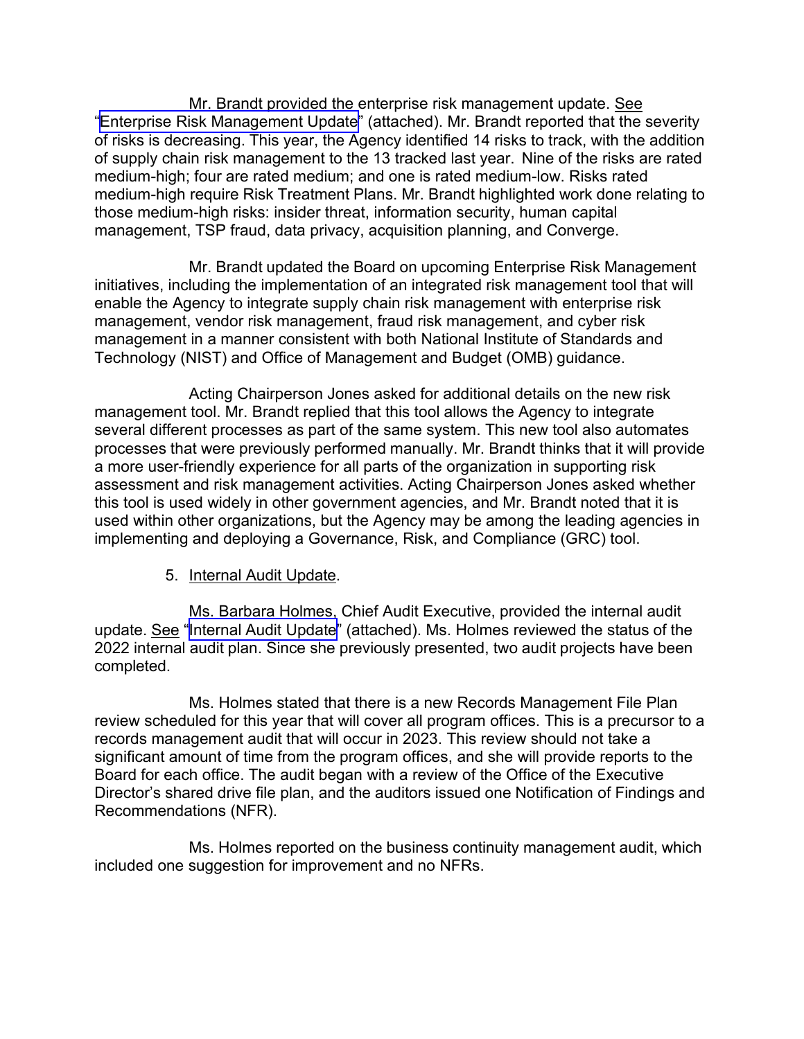Mr. Brandt provided the enterprise risk management update. See "Enterprise Risk Management Update" (attached). Mr. Brandt reported that the severity of risks is decreasing. This year, the Agency identified 14 risks to track, with the addition of supply chain risk management to the 13 tracked last year. Nine of the risks are rated medium-high; four are rated medium; and one is rated medium-low. Risks rated medium-high require Risk Treatment Plans. Mr. Brandt highlighted work done relating to those medium-high risks: insider threat, information security, human capital management, TSP fraud, data privacy, acquisition planning, and Converge.

Mr. Brandt updated the Board on upcoming Enterprise Risk Management initiatives, including the implementation of an integrated risk management tool that will enable the Agency to integrate supply chain risk management with enterprise risk management, vendor risk management, fraud risk management, and cyber risk management in a manner consistent with both National Institute of Standards and Technology (NIST) and Office of Management and Budget (OMB) guidance.

Acting Chairperson Jones asked for additional details on the new risk management tool. Mr. Brandt replied that this tool allows the Agency to integrate several different processes as part of the same system. This new tool also automates processes that were previously performed manually. Mr. Brandt thinks that it will provide a more user-friendly experience for all parts of the organization in supporting risk assessment and risk management activities. Acting Chairperson Jones asked whether this tool is used widely in other government agencies, and Mr. Brandt noted that it is used within other organizations, but the Agency may be among the leading agencies in implementing and deploying a Governance, Risk, and Compliance (GRC) tool.

5. Internal Audit Update.

Ms. Barbara Holmes, Chief Audit Executive, provided the internal audit update. See "Internal Audit Update" (attached). Ms. Holmes reviewed the status of the 2022 internal audit plan. Since she previously presented, two audit projects have been completed.

Ms. Holmes stated that there is a new Records Management File Plan review scheduled for this year that will cover all program offices. This is a precursor to a records management audit that will occur in 2023. This review should not take a significant amount of time from the program offices, and she will provide reports to the Board for each office. The audit began with a review of the Office of the Executive Director's shared drive file plan, and the auditors issued one Notification of Findings and Recommendations (NFR).

Ms. Holmes reported on the business continuity management audit, which included one suggestion for improvement and no NFRs.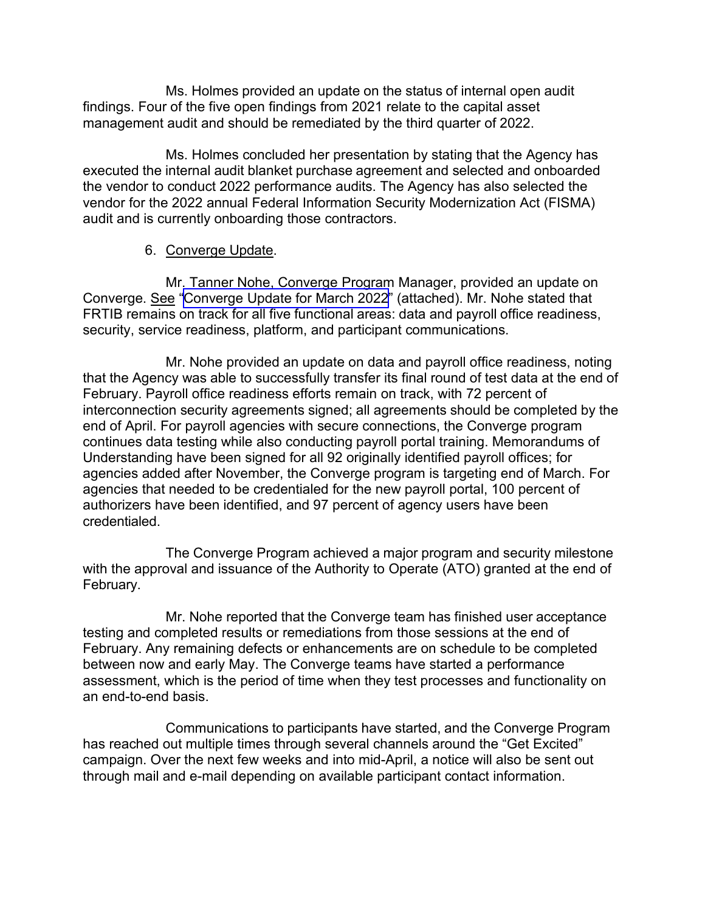Ms. Holmes provided an update on the status of internal open audit findings. Four of the five open findings from 2021 relate to the capital asset management audit and should be remediated by the third quarter of 2022.

Ms. Holmes concluded her presentation by stating that the Agency has executed the internal audit blanket purchase agreement and selected and onboarded the vendor to conduct 2022 performance audits. The Agency has also selected the vendor for the 2022 annual Federal Information Security Modernization Act (FISMA) audit and is currently onboarding those contractors.

6. Converge Update.

Mr. Tanner Nohe, Converge Program Manager, provided an update on Converge. See "Converge Update for March 2022" (attached). Mr. Nohe stated that FRTIB remains on track for all five functional areas: data and payroll office readiness, security, service readiness, platform, and participant communications.

Mr. Nohe provided an update on data and payroll office readiness, noting that the Agency was able to successfully transfer its final round of test data at the end of February. Payroll office readiness efforts remain on track, with 72 percent of interconnection security agreements signed; all agreements should be completed by the end of April. For payroll agencies with secure connections, the Converge program continues data testing while also conducting payroll portal training. Memorandums of Understanding have been signed for all 92 originally identified payroll offices; for agencies added after November, the Converge program is targeting end of March. For agencies that needed to be credentialed for the new payroll portal, 100 percent of authorizers have been identified, and 97 percent of agency users have been credentialed.

The Converge Program achieved a major program and security milestone with the approval and issuance of the Authority to Operate (ATO) granted at the end of February.

Mr. Nohe reported that the Converge team has finished user acceptance testing and completed results or remediations from those sessions at the end of February. Any remaining defects or enhancements are on schedule to be completed between now and early May. The Converge teams have started a performance assessment, which is the period of time when they test processes and functionality on an end-to-end basis.

Communications to participants have started, and the Converge Program has reached out multiple times through several channels around the "Get Excited" campaign. Over the next few weeks and into mid-April, a notice will also be sent out through mail and e-mail depending on available participant contact information.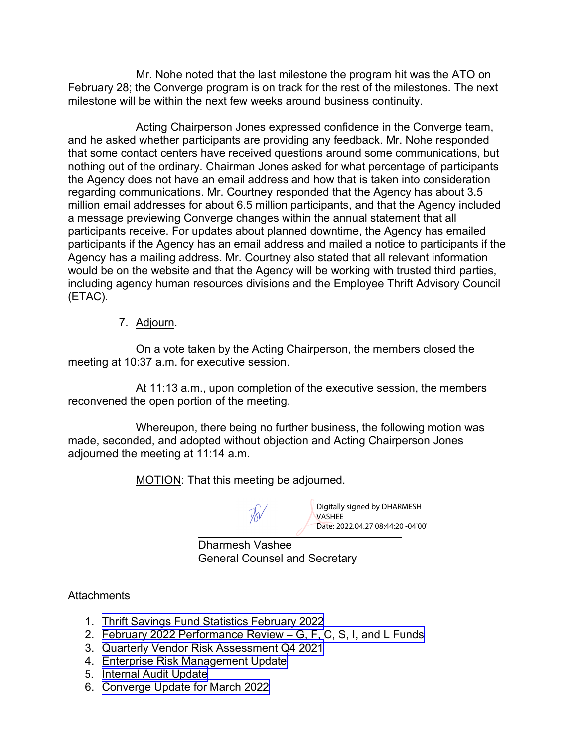Mr. Nohe noted that the last milestone the program hit was the ATO on February 28; the Converge program is on track for the rest of the milestones. The next milestone will be within the next few weeks around business continuity.

Acting Chairperson Jones expressed confidence in the Converge team, and he asked whether participants are providing any feedback. Mr. Nohe responded that some contact centers have received questions around some communications, but nothing out of the ordinary. Chairman Jones asked for what percentage of participants the Agency does not have an email address and how that is taken into consideration regarding communications. Mr. Courtney responded that the Agency has about 3.5 million email addresses for about 6.5 million participants, and that the Agency included a message previewing Converge changes within the annual statement that all participants receive. For updates about planned downtime, the Agency has emailed participants if the Agency has an email address and mailed a notice to participants if the Agency has a mailing address. Mr. Courtney also stated that all relevant information would be on the website and that the Agency will be working with trusted third parties, including agency human resources divisions and the Employee Thrift Advisory Council (ETAC).

7. Adjourn.

On a vote taken by the Acting Chairperson, the members closed the meeting at 10:37 a.m. for executive session.

At 11:13 a.m., upon completion of the executive session, the members reconvened the open portion of the meeting.

Whereupon, there being no further business, the following motion was made, seconded, and adopted without objection and Acting Chairperson Jones adjourned the meeting at 11:14 a.m.

MOTION: That this meeting be adjourned.

Digitally signed by DHARMESH VASHEE
Date: 2022.04.27 08:44:20 -04'00'

Dharmesh Vashee
General Counsel and Secretary

Attachments

1. Thrift Savings Fund Statistics February 2022
2. February 2022 Performance Review – G, F, C, S, I, and L Funds
3. Quarterly Vendor Risk Assessment Q4 2021
4. Enterprise Risk Management Update
5. Internal Audit Update
6. Converge Update for March 2022